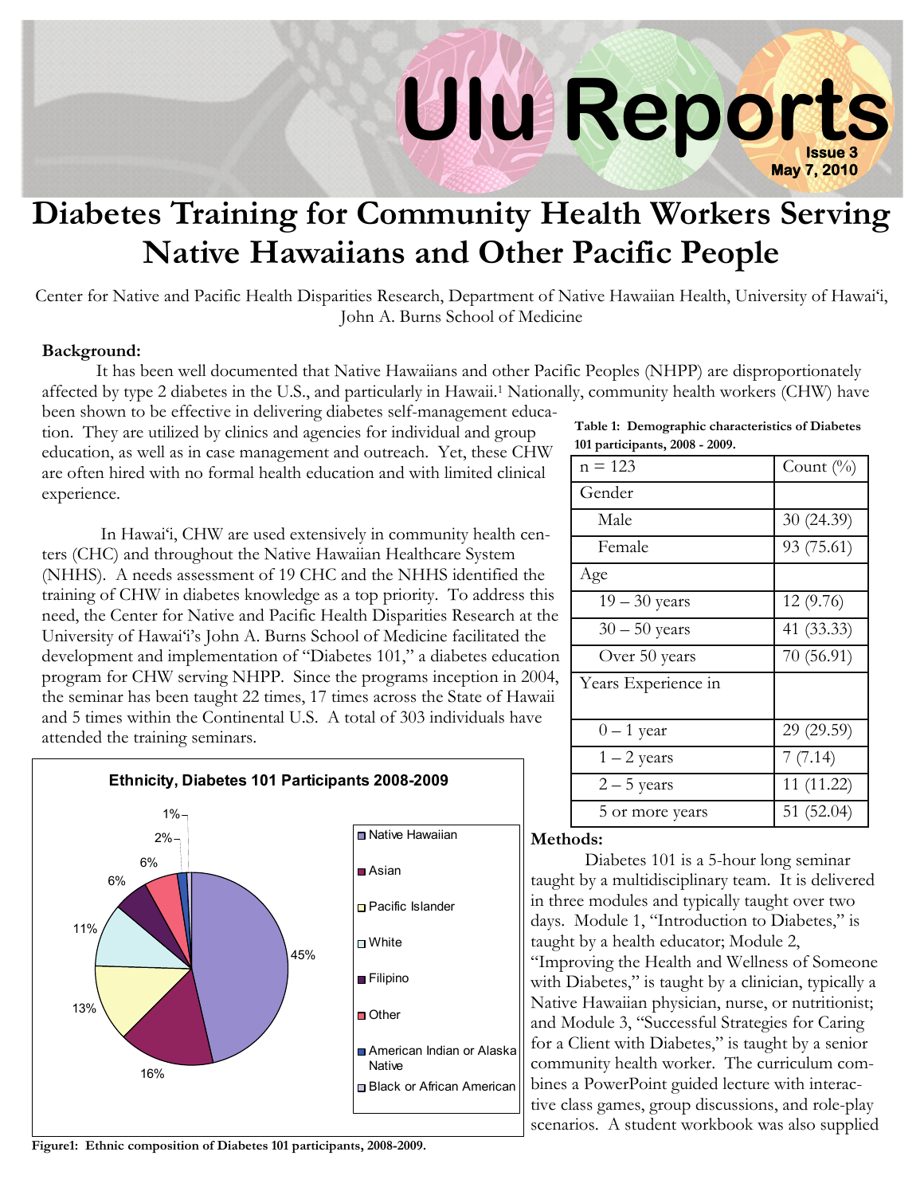# Ulu Reports

Issue 3
May 7, 2010

# Diabetes Training for Community Health Workers Serving Native Hawaiians and Other Pacific People

Center for Native and Pacific Health Disparities Research, Department of Native Hawaiian Health, University of Hawai'i, John A. Burns School of Medicine

**Background:**

It has been well documented that Native Hawaiians and other Pacific Peoples (NHPP) are disproportionately affected by type 2 diabetes in the U.S., and particularly in Hawaii.[1] Nationally, community health workers (CHW) have been shown to be effective in delivering diabetes self-management education. They are utilized by clinics and agencies for individual and group education, as well as in case management and outreach. Yet, these CHW are often hired with no formal health education and with limited clinical experience.

In Hawai'i, CHW are used extensively in community health centers (CHC) and throughout the Native Hawaiian Healthcare System (NHHS). A needs assessment of 19 CHC and the NHHS identified the training of CHW in diabetes knowledge as a top priority. To address this need, the Center for Native and Pacific Health Disparities Research at the University of Hawai'i's John A. Burns School of Medicine facilitated the development and implementation of "Diabetes 101," a diabetes education program for CHW serving NHPP. Since the programs inception in 2004, the seminar has been taught 22 times, 17 times across the State of Hawaii and 5 times within the Continental U.S. A total of 303 individuals have attended the training seminars.

**Table 1: Demographic characteristics of Diabetes 101 participants, 2008 - 2009.**

| n = 123 | Count (%) |
|---|---|
| Gender | |
| Male | 30 (24.39) |
| Female | 93 (75.61) |
| Age | |
| 19 – 30 years | 12 (9.76) |
| 30 – 50 years | 41 (33.33) |
| Over 50 years | 70 (56.91) |
| Years Experience in | |
| 0 – 1 year | 29 (29.59) |
| 1 – 2 years | 7 (7.14) |
| 2 – 5 years | 11 (11.22) |
| 5 or more years | 51 (52.04) |

**Ethnicity, Diabetes 101 Participants 2008-2009**

| Ethnicity | % |
|---|---|
| Native Hawaiian | 45% |
| Asian | 16% |
| Pacific Islander | 13% |
| White | 11% |
| Filipino | 6% |
| Other | 6% |
| American Indian or Alaska Native | 2% |
| Black or African American | 1% |

**Figure1: Ethnic composition of Diabetes 101 participants, 2008-2009.**

**Methods:**

Diabetes 101 is a 5-hour long seminar taught by a multidisciplinary team. It is delivered in three modules and typically taught over two days. Module 1, "Introduction to Diabetes," is taught by a health educator; Module 2, "Improving the Health and Wellness of Someone with Diabetes," is taught by a clinician, typically a Native Hawaiian physician, nurse, or nutritionist; and Module 3, "Successful Strategies for Caring for a Client with Diabetes," is taught by a senior community health worker. The curriculum combines a PowerPoint guided lecture with interactive class games, group discussions, and role-play scenarios. A student workbook was also supplied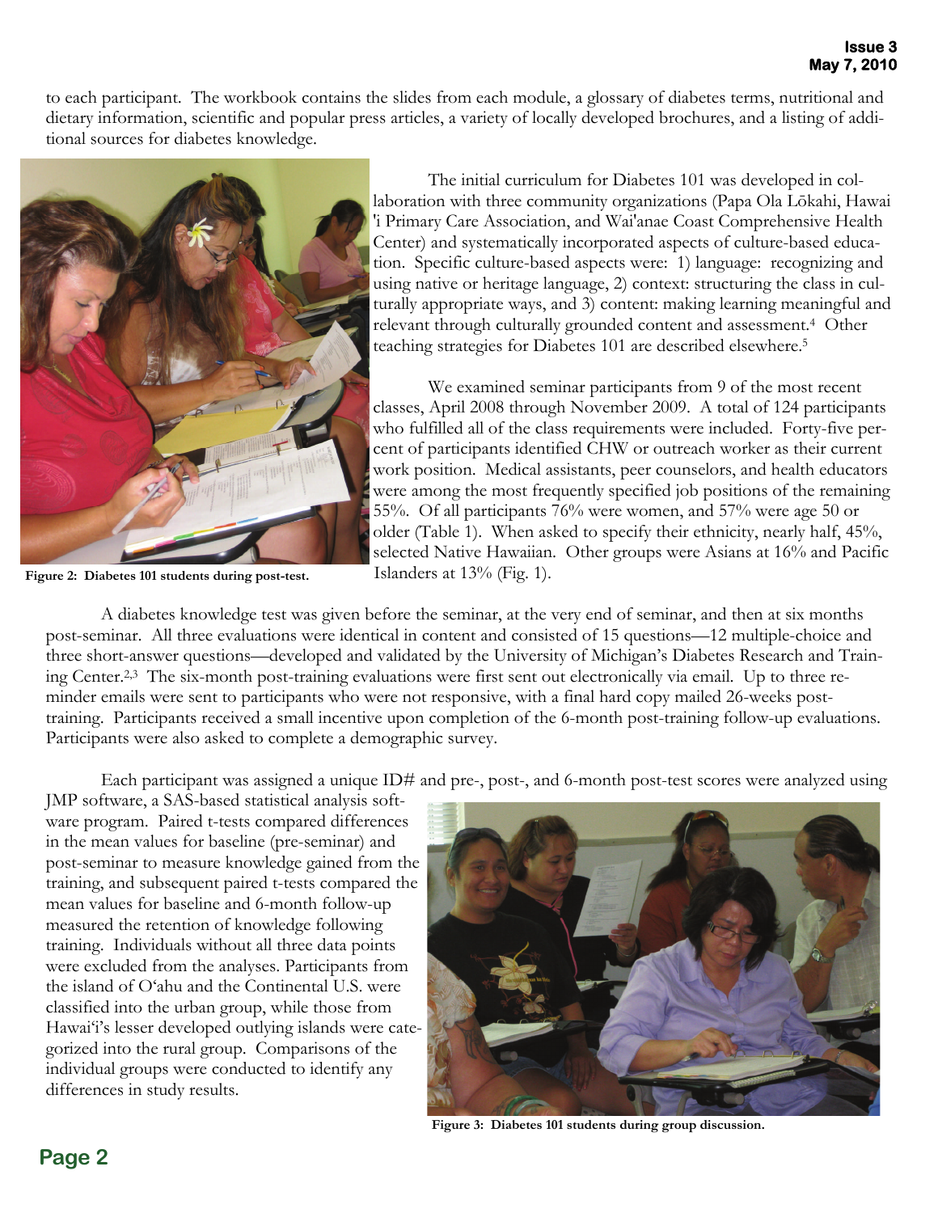to each participant. The workbook contains the slides from each module, a glossary of diabetes terms, nutritional and dietary information, scientific and popular press articles, a variety of locally developed brochures, and a listing of additional sources for diabetes knowledge.

**Figure 2: Diabetes 101 students during post-test.**

The initial curriculum for Diabetes 101 was developed in collaboration with three community organizations (Papa Ola Lōkahi, Hawai 'i Primary Care Association, and Wai'anae Coast Comprehensive Health Center) and systematically incorporated aspects of culture-based education. Specific culture-based aspects were: 1) language: recognizing and using native or heritage language, 2) context: structuring the class in culturally appropriate ways, and 3) content: making learning meaningful and relevant through culturally grounded content and assessment.[4] Other teaching strategies for Diabetes 101 are described elsewhere.[5]

We examined seminar participants from 9 of the most recent classes, April 2008 through November 2009. A total of 124 participants who fulfilled all of the class requirements were included. Forty-five percent of participants identified CHW or outreach worker as their current work position. Medical assistants, peer counselors, and health educators were among the most frequently specified job positions of the remaining 55%. Of all participants 76% were women, and 57% were age 50 or older (Table 1). When asked to specify their ethnicity, nearly half, 45%, selected Native Hawaiian. Other groups were Asians at 16% and Pacific Islanders at 13% (Fig. 1).

A diabetes knowledge test was given before the seminar, at the very end of seminar, and then at six months post-seminar. All three evaluations were identical in content and consisted of 15 questions—12 multiple-choice and three short-answer questions—developed and validated by the University of Michigan's Diabetes Research and Training Center.[2,3] The six-month post-training evaluations were first sent out electronically via email. Up to three reminder emails were sent to participants who were not responsive, with a final hard copy mailed 26-weeks post-training. Participants received a small incentive upon completion of the 6-month post-training follow-up evaluations. Participants were also asked to complete a demographic survey.

Each participant was assigned a unique ID# and pre-, post-, and 6-month post-test scores were analyzed using JMP software, a SAS-based statistical analysis software program. Paired t-tests compared differences in the mean values for baseline (pre-seminar) and post-seminar to measure knowledge gained from the training, and subsequent paired t-tests compared the mean values for baseline and 6-month follow-up measured the retention of knowledge following training. Individuals without all three data points were excluded from the analyses. Participants from the island of O'ahu and the Continental U.S. were classified into the urban group, while those from Hawai'i's lesser developed outlying islands were categorized into the rural group. Comparisons of the individual groups were conducted to identify any differences in study results.

**Figure 3: Diabetes 101 students during group discussion.**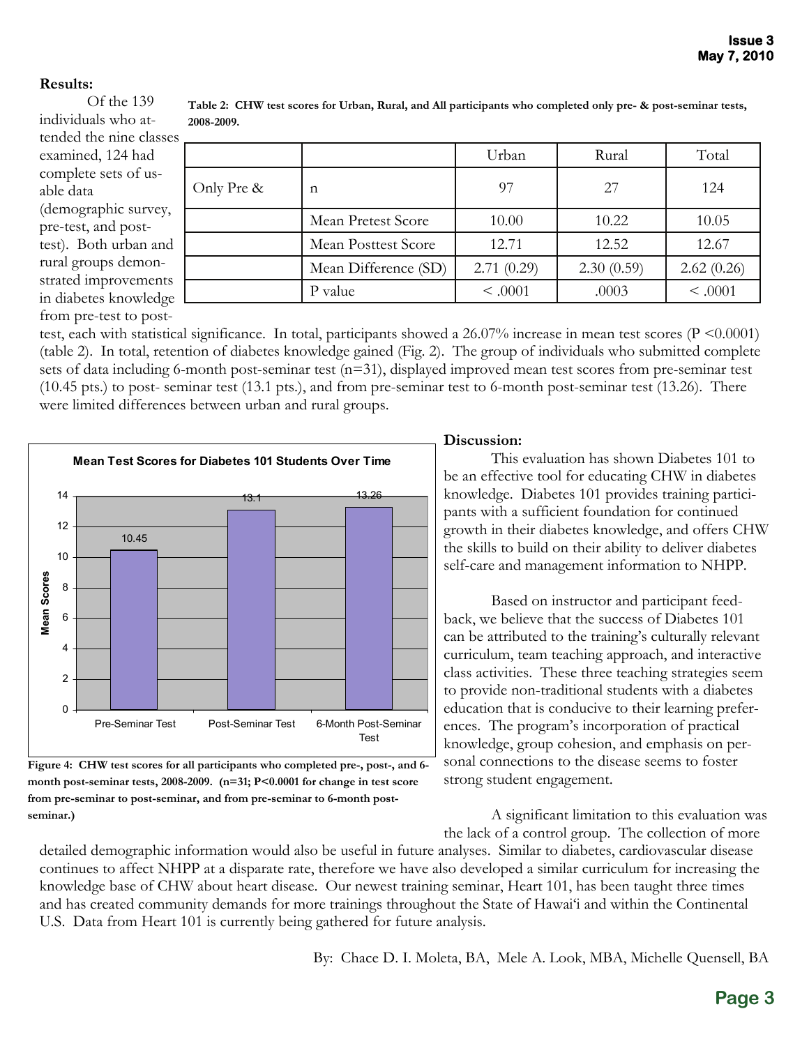**Results:**

Of the 139 individuals who attended the nine classes examined, 124 had complete sets of usable data (demographic survey, pre-test, and post-test). Both urban and rural groups demonstrated improvements in diabetes knowledge from pre-test to post-test, each with statistical significance. In total, participants showed a 26.07% increase in mean test scores ($P < 0.0001$) (table 2). In total, retention of diabetes knowledge gained (Fig. 2). The group of individuals who submitted complete sets of data including 6-month post-seminar test (n=31), displayed improved mean test scores from pre-seminar test (10.45 pts.) to post- seminar test (13.1 pts.), and from pre-seminar test to 6-month post-seminar test (13.26). There were limited differences between urban and rural groups.

**Table 2: CHW test scores for Urban, Rural, and All participants who completed only pre- & post-seminar tests, 2008-2009.**

| | | Urban | Rural | Total |
|---|---|---|---|---|
| Only Pre & | n | 97 | 27 | 124 |
| | Mean Pretest Score | 10.00 | 10.22 | 10.05 |
| | Mean Posttest Score | 12.71 | 12.52 | 12.67 |
| | Mean Difference (SD) | 2.71 (0.29) | 2.30 (0.59) | 2.62 (0.26) |
| | P value | < .0001 | .0003 | < .0001 |

**Mean Test Scores for Diabetes 101 Students Over Time**

| | Pre-Seminar Test | Post-Seminar Test | 6-Month Post-Seminar Test |
|---|---|---|---|
| Mean Scores | 10.45 | 13.1 | 13.26 |

**Figure 4: CHW test scores for all participants who completed pre-, post-, and 6-month post-seminar tests, 2008-2009. (n=31; P<0.0001 for change in test score from pre-seminar to post-seminar, and from pre-seminar to 6-month post-seminar.)**

**Discussion:**

This evaluation has shown Diabetes 101 to be an effective tool for educating CHW in diabetes knowledge. Diabetes 101 provides training participants with a sufficient foundation for continued growth in their diabetes knowledge, and offers CHW the skills to build on their ability to deliver diabetes self-care and management information to NHPP.

Based on instructor and participant feedback, we believe that the success of Diabetes 101 can be attributed to the training's culturally relevant curriculum, team teaching approach, and interactive class activities. These three teaching strategies seem to provide non-traditional students with a diabetes education that is conducive to their learning preferences. The program's incorporation of practical knowledge, group cohesion, and emphasis on personal connections to the disease seems to foster strong student engagement.

A significant limitation to this evaluation was the lack of a control group. The collection of more detailed demographic information would also be useful in future analyses. Similar to diabetes, cardiovascular disease continues to affect NHPP at a disparate rate, therefore we have also developed a similar curriculum for increasing the knowledge base of CHW about heart disease. Our newest training seminar, Heart 101, has been taught three times and has created community demands for more trainings throughout the State of Hawai'i and within the Continental U.S. Data from Heart 101 is currently being gathered for future analysis.

By: Chace D. I. Moleta, BA, Mele A. Look, MBA, Michelle Quensell, BA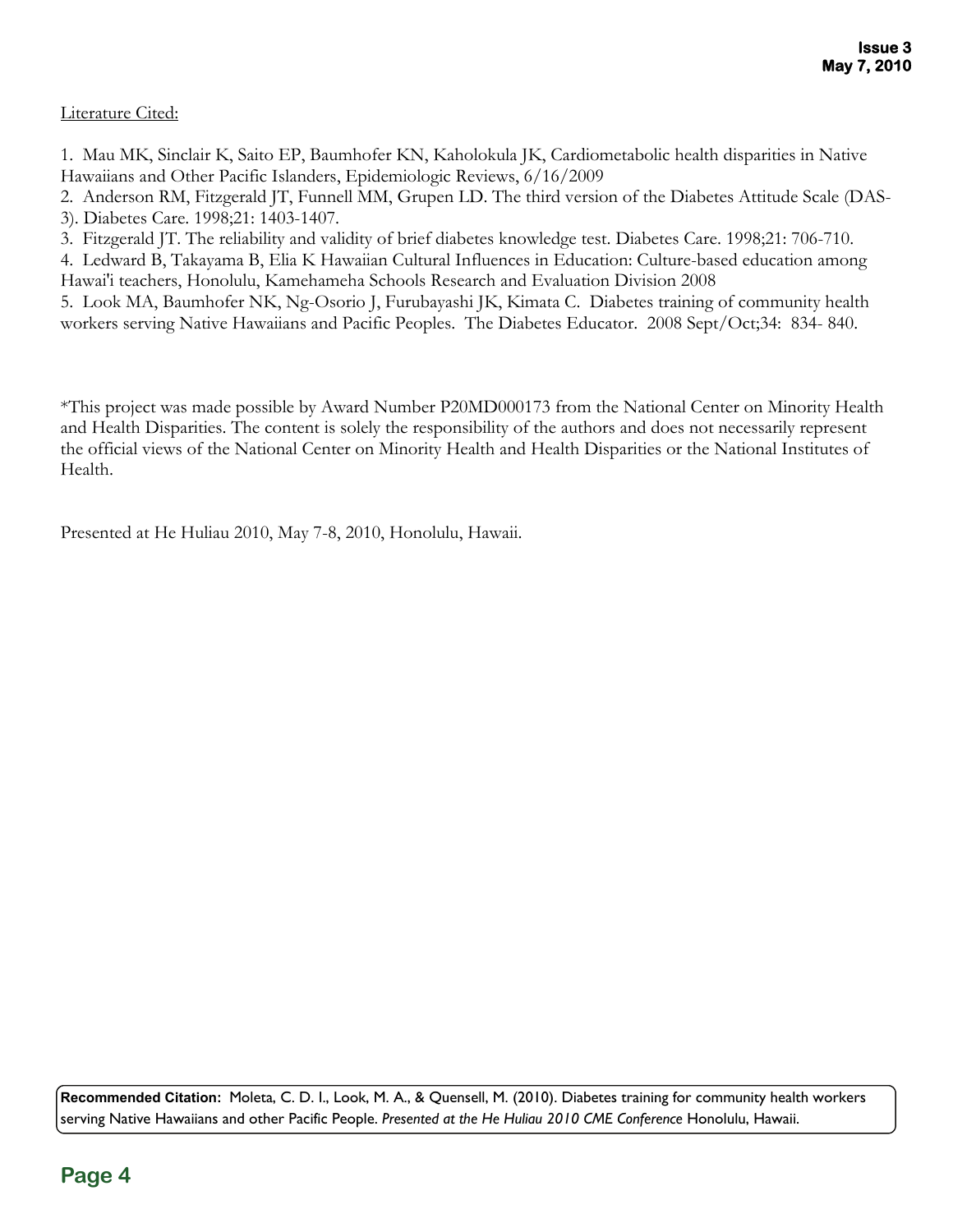Literature Cited:

1. Mau MK, Sinclair K, Saito EP, Baumhofer KN, Kaholokula JK, Cardiometabolic health disparities in Native Hawaiians and Other Pacific Islanders, Epidemiologic Reviews, 6/16/2009
2. Anderson RM, Fitzgerald JT, Funnell MM, Grupen LD. The third version of the Diabetes Attitude Scale (DAS-3). Diabetes Care. 1998;21: 1403-1407.
3. Fitzgerald JT. The reliability and validity of brief diabetes knowledge test. Diabetes Care. 1998;21: 706-710.
4. Ledward B, Takayama B, Elia K Hawaiian Cultural Influences in Education: Culture-based education among Hawai'i teachers, Honolulu, Kamehameha Schools Research and Evaluation Division 2008
5. Look MA, Baumhofer NK, Ng-Osorio J, Furubayashi JK, Kimata C. Diabetes training of community health workers serving Native Hawaiians and Pacific Peoples. The Diabetes Educator. 2008 Sept/Oct;34: 834- 840.

*This project was made possible by Award Number P20MD000173 from the National Center on Minority Health and Health Disparities. The content is solely the responsibility of the authors and does not necessarily represent the official views of the National Center on Minority Health and Health Disparities or the National Institutes of Health.

Presented at He Huliau 2010, May 7-8, 2010, Honolulu, Hawaii.

**Recommended Citation:** Moleta, C. D. I., Look, M. A., & Quensell, M. (2010). Diabetes training for community health workers serving Native Hawaiians and other Pacific People. *Presented at the He Huliau 2010 CME Conference* Honolulu, Hawaii.